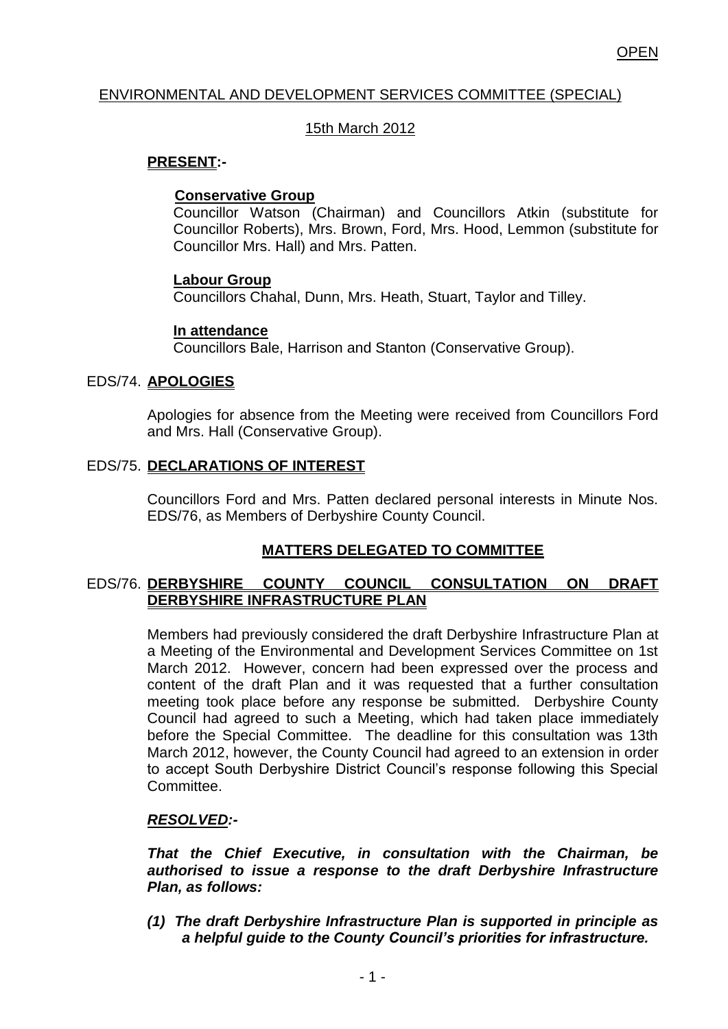OPEN

ENVIRONMENTAL AND DEVELOPMENT SERVICES COMMITTEE (SPECIAL)

15th March 2012

**PRESENT:-**

**Conservative Group**
Councillor Watson (Chairman) and Councillors Atkin (substitute for Councillor Roberts), Mrs. Brown, Ford, Mrs. Hood, Lemmon (substitute for Councillor Mrs. Hall) and Mrs. Patten.

**Labour Group**
Councillors Chahal, Dunn, Mrs. Heath, Stuart, Taylor and Tilley.

**In attendance**
Councillors Bale, Harrison and Stanton (Conservative Group).

EDS/74. **APOLOGIES**

Apologies for absence from the Meeting were received from Councillors Ford and Mrs. Hall (Conservative Group).

EDS/75. **DECLARATIONS OF INTEREST**

Councillors Ford and Mrs. Patten declared personal interests in Minute Nos. EDS/76, as Members of Derbyshire County Council.

**MATTERS DELEGATED TO COMMITTEE**

EDS/76. **DERBYSHIRE COUNTY COUNCIL CONSULTATION ON DRAFT DERBYSHIRE INFRASTRUCTURE PLAN**

Members had previously considered the draft Derbyshire Infrastructure Plan at a Meeting of the Environmental and Development Services Committee on 1st March 2012. However, concern had been expressed over the process and content of the draft Plan and it was requested that a further consultation meeting took place before any response be submitted. Derbyshire County Council had agreed to such a Meeting, which had taken place immediately before the Special Committee. The deadline for this consultation was 13th March 2012, however, the County Council had agreed to an extension in order to accept South Derbyshire District Council's response following this Special Committee.

***RESOLVED:-***

***That the Chief Executive, in consultation with the Chairman, be authorised to issue a response to the draft Derbyshire Infrastructure Plan, as follows:***

***(1) The draft Derbyshire Infrastructure Plan is supported in principle as a helpful guide to the County Council's priorities for infrastructure.***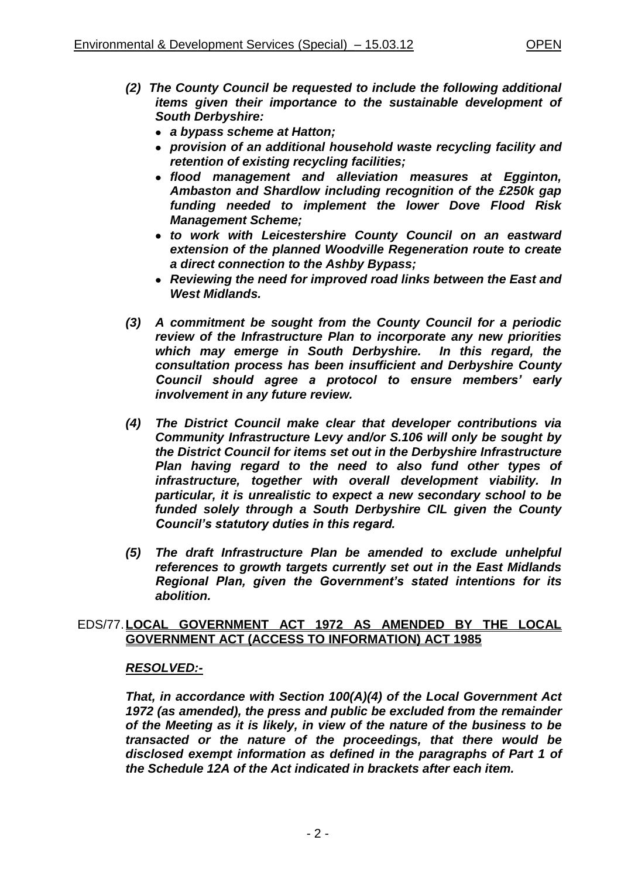*(2) The County Council be requested to include the following additional items given their importance to the sustainable development of South Derbyshire:*

- ***a bypass scheme at Hatton;***
- ***provision of an additional household waste recycling facility and retention of existing recycling facilities;***
- ***flood management and alleviation measures at Egginton, Ambaston and Shardlow including recognition of the £250k gap funding needed to implement the lower Dove Flood Risk Management Scheme;***
- ***to work with Leicestershire County Council on an eastward extension of the planned Woodville Regeneration route to create a direct connection to the Ashby Bypass;***
- ***Reviewing the need for improved road links between the East and West Midlands.***

***(3) A commitment be sought from the County Council for a periodic review of the Infrastructure Plan to incorporate any new priorities which may emerge in South Derbyshire. In this regard, the consultation process has been insufficient and Derbyshire County Council should agree a protocol to ensure members' early involvement in any future review.***

***(4) The District Council make clear that developer contributions via Community Infrastructure Levy and/or S.106 will only be sought by the District Council for items set out in the Derbyshire Infrastructure Plan having regard to the need to also fund other types of infrastructure, together with overall development viability. In particular, it is unrealistic to expect a new secondary school to be funded solely through a South Derbyshire CIL given the County Council's statutory duties in this regard.***

***(5) The draft Infrastructure Plan be amended to exclude unhelpful references to growth targets currently set out in the East Midlands Regional Plan, given the Government's stated intentions for its abolition.***

EDS/77. **LOCAL GOVERNMENT ACT 1972 AS AMENDED BY THE LOCAL GOVERNMENT ACT (ACCESS TO INFORMATION) ACT 1985**

***RESOLVED:-***

***That, in accordance with Section 100(A)(4) of the Local Government Act 1972 (as amended), the press and public be excluded from the remainder of the Meeting as it is likely, in view of the nature of the business to be transacted or the nature of the proceedings, that there would be disclosed exempt information as defined in the paragraphs of Part 1 of the Schedule 12A of the Act indicated in brackets after each item.***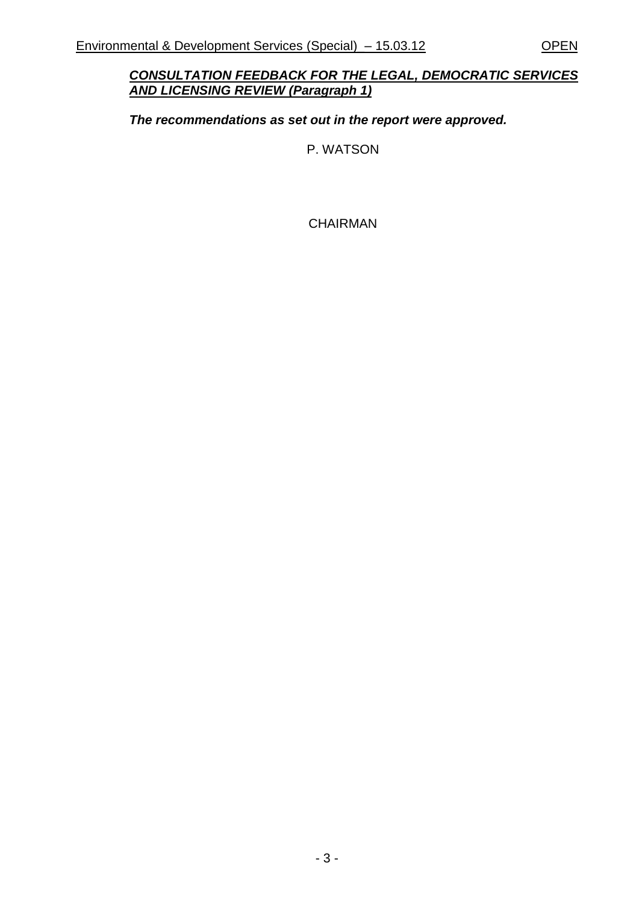***CONSULTATION FEEDBACK FOR THE LEGAL, DEMOCRATIC SERVICES AND LICENSING REVIEW (Paragraph 1)***

***The recommendations as set out in the report were approved.***

P. WATSON

CHAIRMAN